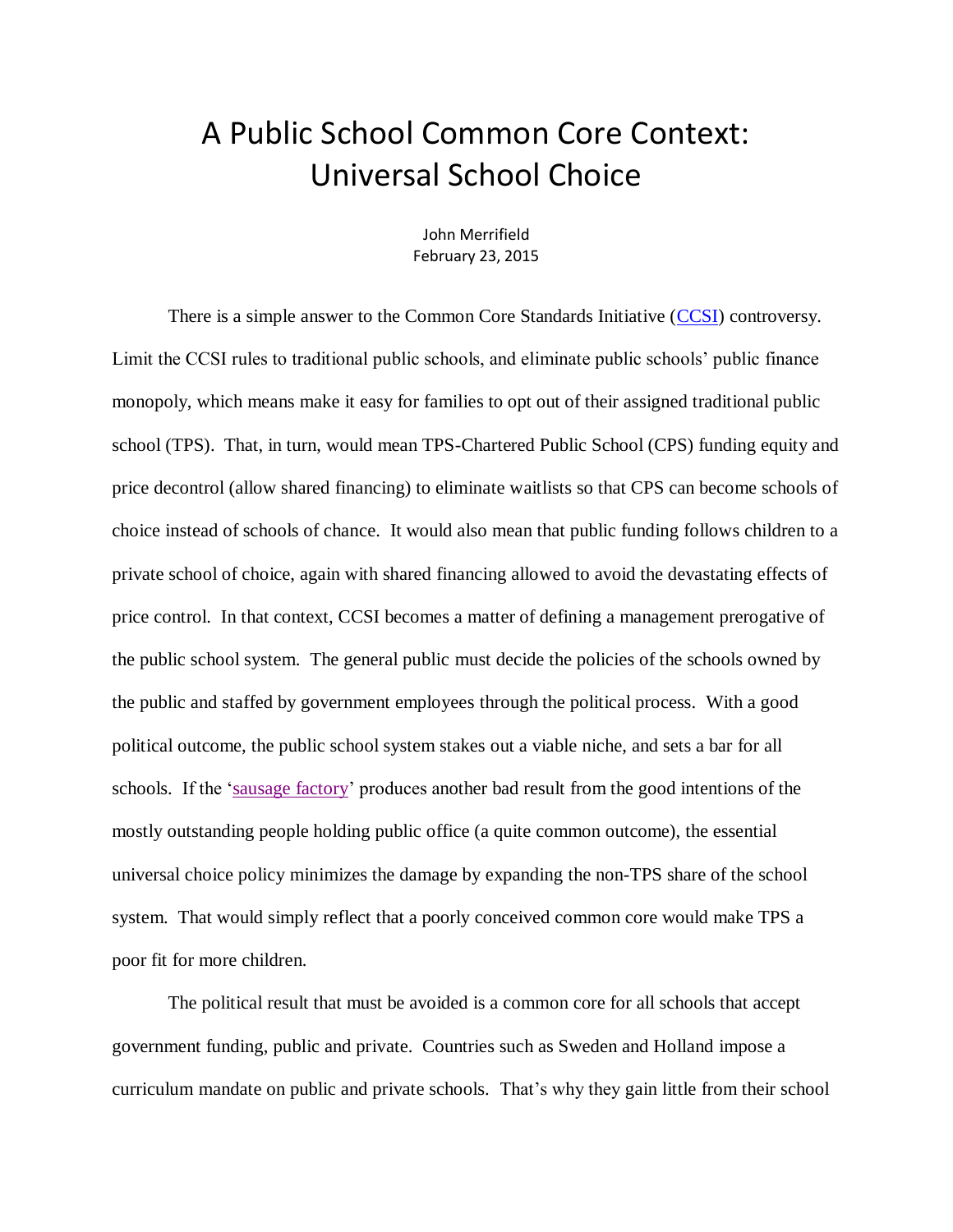# A Public School Common Core Context: Universal School Choice

John Merrifield
February 23, 2015

There is a simple answer to the Common Core Standards Initiative (CCSI) controversy. Limit the CCSI rules to traditional public schools, and eliminate public schools' public finance monopoly, which means make it easy for families to opt out of their assigned traditional public school (TPS). That, in turn, would mean TPS-Chartered Public School (CPS) funding equity and price decontrol (allow shared financing) to eliminate waitlists so that CPS can become schools of choice instead of schools of chance. It would also mean that public funding follows children to a private school of choice, again with shared financing allowed to avoid the devastating effects of price control. In that context, CCSI becomes a matter of defining a management prerogative of the public school system. The general public must decide the policies of the schools owned by the public and staffed by government employees through the political process. With a good political outcome, the public school system stakes out a viable niche, and sets a bar for all schools. If the 'sausage factory' produces another bad result from the good intentions of the mostly outstanding people holding public office (a quite common outcome), the essential universal choice policy minimizes the damage by expanding the non-TPS share of the school system. That would simply reflect that a poorly conceived common core would make TPS a poor fit for more children.

The political result that must be avoided is a common core for all schools that accept government funding, public and private. Countries such as Sweden and Holland impose a curriculum mandate on public and private schools. That's why they gain little from their school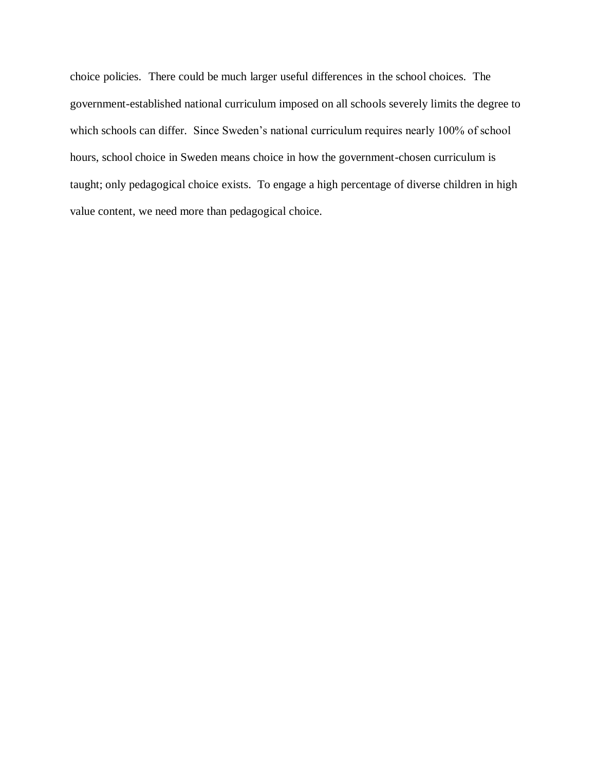choice policies. There could be much larger useful differences in the school choices. The government-established national curriculum imposed on all schools severely limits the degree to which schools can differ. Since Sweden's national curriculum requires nearly 100% of school hours, school choice in Sweden means choice in how the government-chosen curriculum is taught; only pedagogical choice exists. To engage a high percentage of diverse children in high value content, we need more than pedagogical choice.